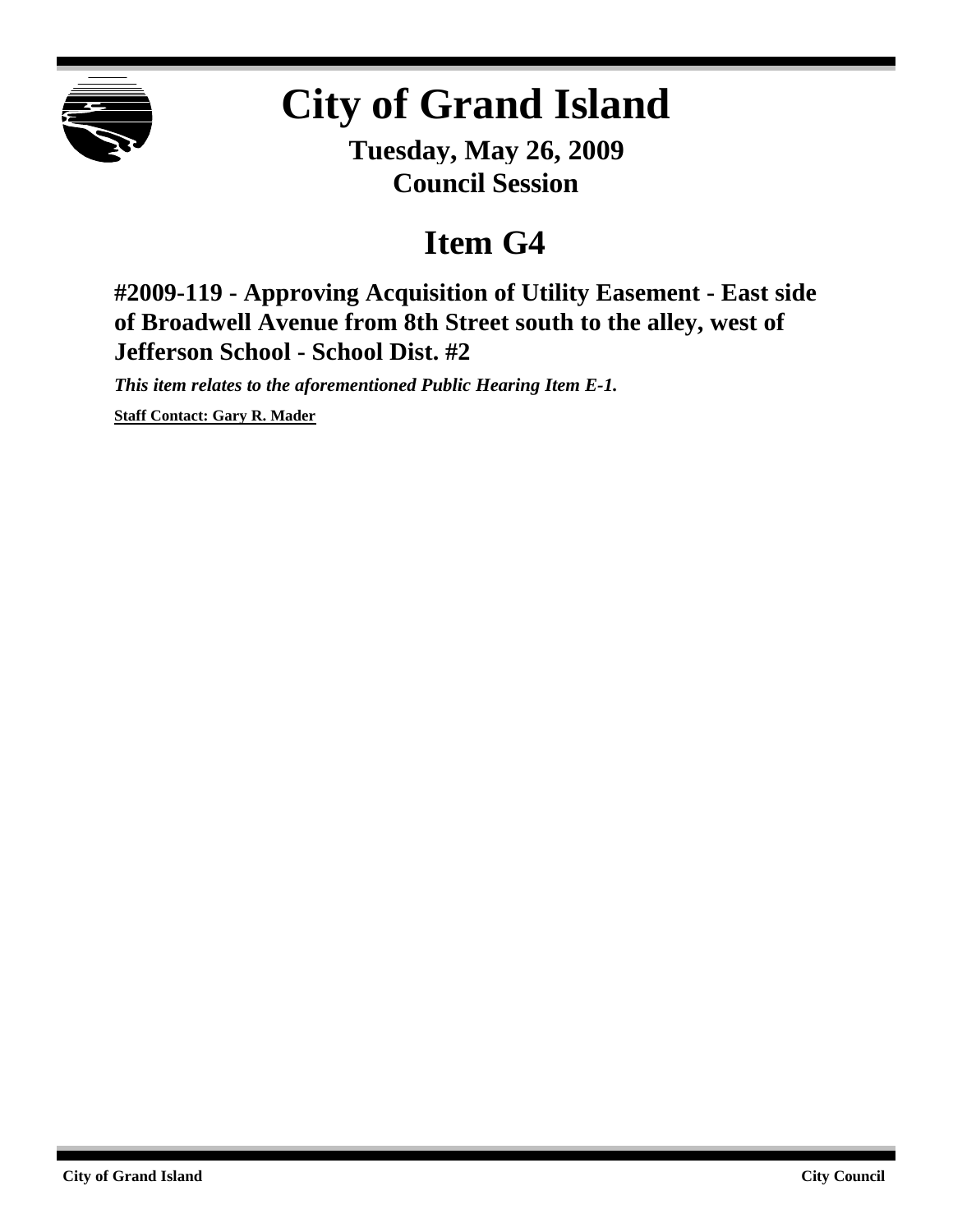# City of Grand Island

**Tuesday, May 26, 2009**
**Council Session**

## Item G4

### #2009-119 - Approving Acquisition of Utility Easement - East side of Broadwell Avenue from 8th Street south to the alley, west of Jefferson School - School Dist. #2

***This item relates to the aforementioned Public Hearing Item E-1.***

**Staff Contact: Gary R. Mader**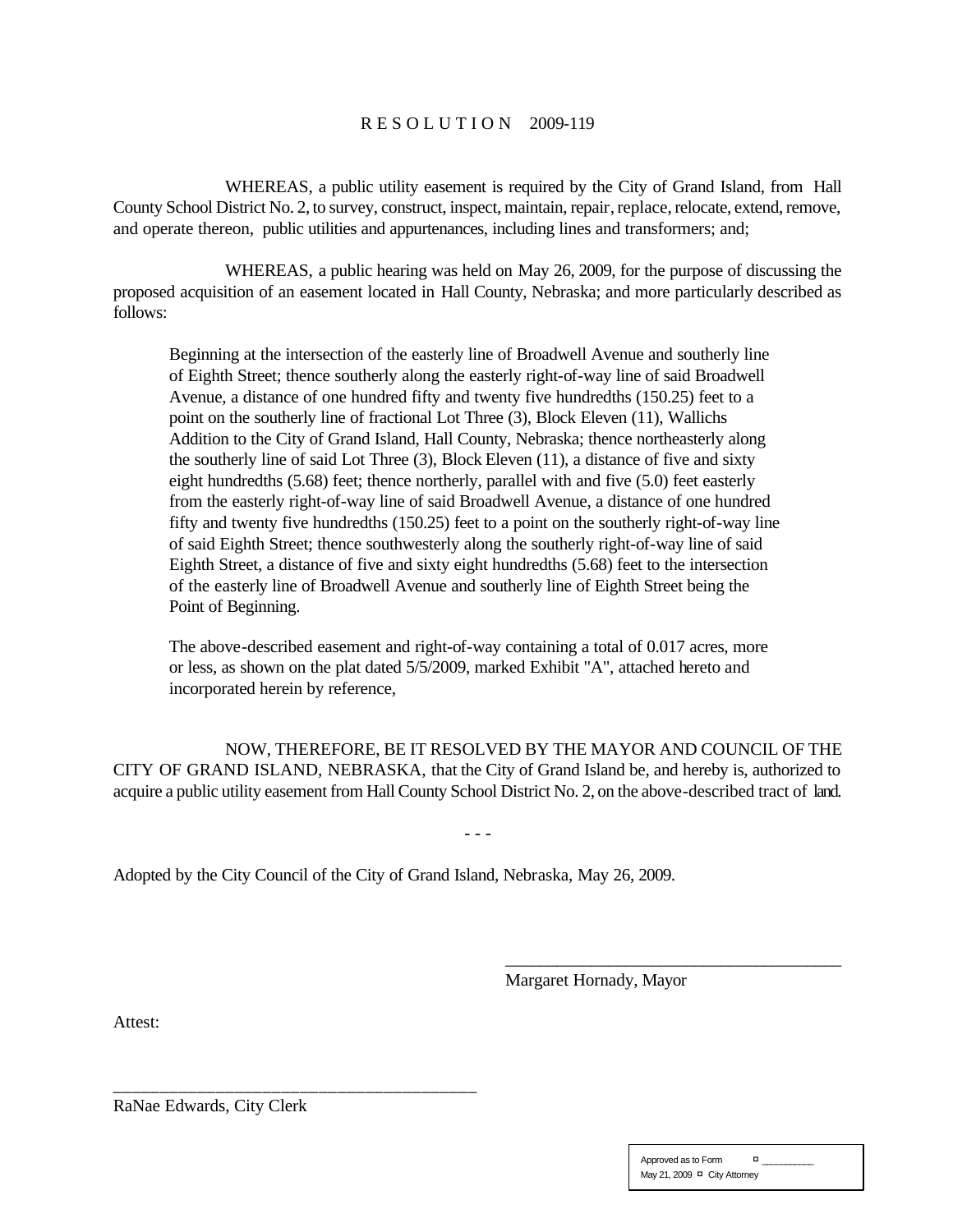# R E S O L U T I O N 2009-119

WHEREAS, a public utility easement is required by the City of Grand Island, from Hall County School District No. 2, to survey, construct, inspect, maintain, repair, replace, relocate, extend, remove, and operate thereon, public utilities and appurtenances, including lines and transformers; and;

WHEREAS, a public hearing was held on May 26, 2009, for the purpose of discussing the proposed acquisition of an easement located in Hall County, Nebraska; and more particularly described as follows:

> Beginning at the intersection of the easterly line of Broadwell Avenue and southerly line of Eighth Street; thence southerly along the easterly right-of-way line of said Broadwell Avenue, a distance of one hundred fifty and twenty five hundredths (150.25) feet to a point on the southerly line of fractional Lot Three (3), Block Eleven (11), Wallichs Addition to the City of Grand Island, Hall County, Nebraska; thence northeasterly along the southerly line of said Lot Three (3), Block Eleven (11), a distance of five and sixty eight hundredths (5.68) feet; thence northerly, parallel with and five (5.0) feet easterly from the easterly right-of-way line of said Broadwell Avenue, a distance of one hundred fifty and twenty five hundredths (150.25) feet to a point on the southerly right-of-way line of said Eighth Street; thence southwesterly along the southerly right-of-way line of said Eighth Street, a distance of five and sixty eight hundredths (5.68) feet to the intersection of the easterly line of Broadwell Avenue and southerly line of Eighth Street being the Point of Beginning.
>
> The above-described easement and right-of-way containing a total of 0.017 acres, more or less, as shown on the plat dated 5/5/2009, marked Exhibit "A", attached hereto and incorporated herein by reference,

NOW, THEREFORE, BE IT RESOLVED BY THE MAYOR AND COUNCIL OF THE CITY OF GRAND ISLAND, NEBRASKA, that the City of Grand Island be, and hereby is, authorized to acquire a public utility easement from Hall County School District No. 2, on the above-described tract of land.

\- - -

Adopted by the City Council of the City of Grand Island, Nebraska, May 26, 2009.

_______________________________________
Margaret Hornady, Mayor

Attest:

_______________________________________
RaNae Edwards, City Clerk

| Approved as to Form ¤ ___________ |
|---|
| May 21, 2009 ¤ City Attorney |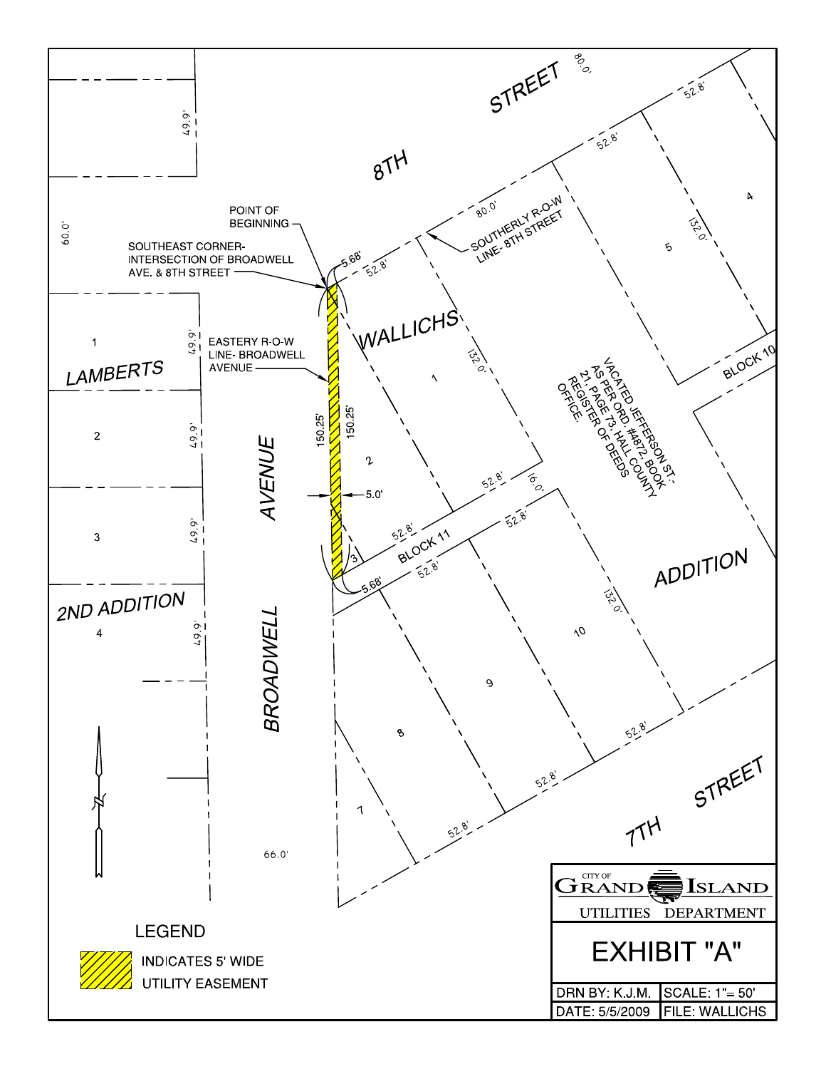8TH STREET

80.0'

52.8'

52.8'

49.9'

60.0'

POINT OF BEGINNING

SOUTHEAST CORNER- INTERSECTION OF BROADWELL AVE. & 8TH STREET

80.0'

SOUTHERLY R-O-W LINE- 8TH STREET

5.68'

52.8'

132.0'

4

5

WALLICHS

1

LAMBERTS

49.9'

EASTERY R-O-W LINE- BROADWELL AVENUE

132.0'

1

VACATED JEFFERSON ST.; AS PER ORD. #4872, BOOK 21, PAGE 73, HALL COUNTY REGISTER OF DEEDS OFFICE.

BLOCK 10

2

49.9'

150.25'

150.25'

2

AVENUE

5.0'

52.8'

16.0'

3

49.9'

52.8'

52.8'

BLOCK 11

3

52.8'

5.68'

ADDITION

132.0'

2ND ADDITION

4

49.9'

BROADWELL

10

9

8

52.8'

52.8'

7

66.0'

52.8'

7TH STREET

LEGEND

INDICATES 5' WIDE UTILITY EASEMENT

CITY OF GRAND ISLAND

UTILITIES DEPARTMENT

EXHIBIT "A"

| | |
|---|---|
| DRN BY: K.J.M. | SCALE: 1"= 50' |
| DATE: 5/5/2009 | FILE: WALLICHS |